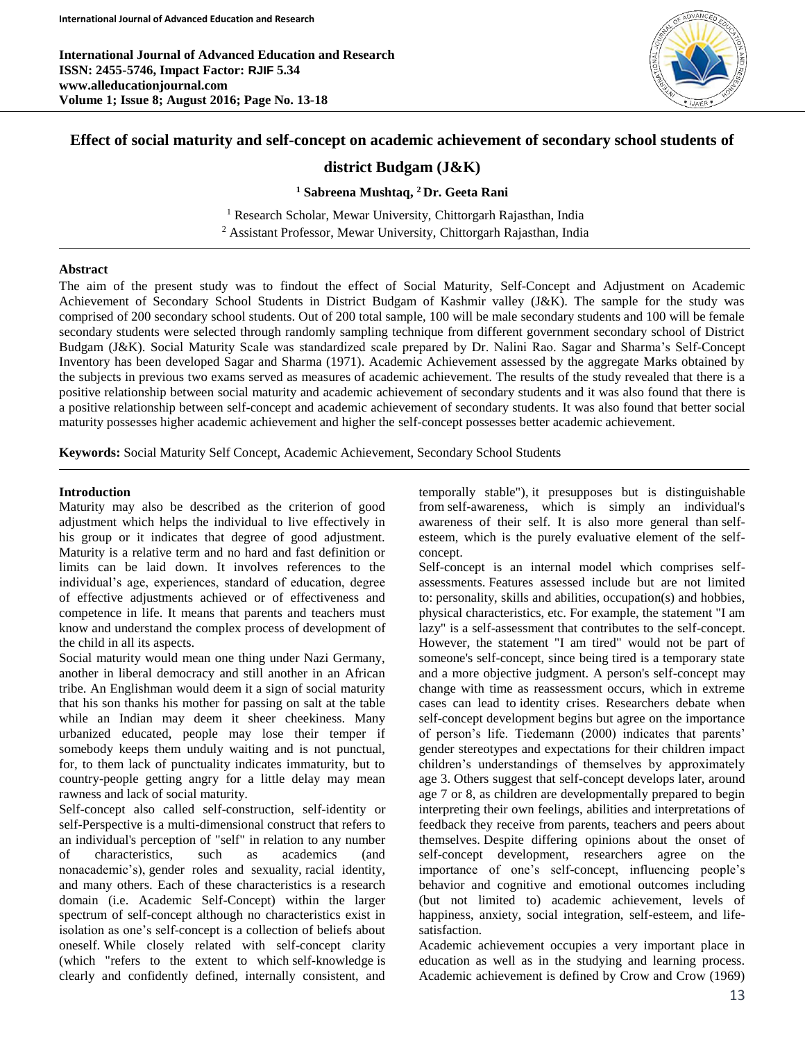# Effect of social maturity and self-concept on academic achievement of secondary school students of district Budgam (J&K)

**[1] Sabreena Mushtaq, [2] Dr. Geeta Rani**

[1] Research Scholar, Mewar University, Chittorgarh Rajasthan, India
[2] Assistant Professor, Mewar University, Chittorgarh Rajasthan, India

## Abstract

The aim of the present study was to findout the effect of Social Maturity, Self-Concept and Adjustment on Academic Achievement of Secondary School Students in District Budgam of Kashmir valley (J&K). The sample for the study was comprised of 200 secondary school students. Out of 200 total sample, 100 will be male secondary students and 100 will be female secondary students were selected through randomly sampling technique from different government secondary school of District Budgam (J&K). Social Maturity Scale was standardized scale prepared by Dr. Nalini Rao. Sagar and Sharma's Self-Concept Inventory has been developed Sagar and Sharma (1971). Academic Achievement assessed by the aggregate Marks obtained by the subjects in previous two exams served as measures of academic achievement. The results of the study revealed that there is a positive relationship between social maturity and academic achievement of secondary students and it was also found that there is a positive relationship between self-concept and academic achievement of secondary students. It was also found that better social maturity possesses higher academic achievement and higher the self-concept possesses better academic achievement.

**Keywords:** Social Maturity Self Concept, Academic Achievement, Secondary School Students

## Introduction

Maturity may also be described as the criterion of good adjustment which helps the individual to live effectively in his group or it indicates that degree of good adjustment. Maturity is a relative term and no hard and fast definition or limits can be laid down. It involves references to the individual's age, experiences, standard of education, degree of effective adjustments achieved or of effectiveness and competence in life. It means that parents and teachers must know and understand the complex process of development of the child in all its aspects.

Social maturity would mean one thing under Nazi Germany, another in liberal democracy and still another in an African tribe. An Englishman would deem it a sign of social maturity that his son thanks his mother for passing on salt at the table while an Indian may deem it sheer cheekiness. Many urbanized educated, people may lose their temper if somebody keeps them unduly waiting and is not punctual, for, to them lack of punctuality indicates immaturity, but to country-people getting angry for a little delay may mean rawness and lack of social maturity.

Self-concept also called self-construction, self-identity or self-Perspective is a multi-dimensional construct that refers to an individual's perception of "self" in relation to any number of characteristics, such as academics (and nonacademic's), gender roles and sexuality, racial identity, and many others. Each of these characteristics is a research domain (i.e. Academic Self-Concept) within the larger spectrum of self-concept although no characteristics exist in isolation as one's self-concept is a collection of beliefs about oneself. While closely related with self-concept clarity (which "refers to the extent to which self-knowledge is clearly and confidently defined, internally consistent, and temporally stable"), it presupposes but is distinguishable from self-awareness, which is simply an individual's awareness of their self. It is also more general than self-esteem, which is the purely evaluative element of the self-concept.

Self-concept is an internal model which comprises self-assessments. Features assessed include but are not limited to: personality, skills and abilities, occupation(s) and hobbies, physical characteristics, etc. For example, the statement "I am lazy" is a self-assessment that contributes to the self-concept. However, the statement "I am tired" would not be part of someone's self-concept, since being tired is a temporary state and a more objective judgment. A person's self-concept may change with time as reassessment occurs, which in extreme cases can lead to identity crises. Researchers debate when self-concept development begins but agree on the importance of person's life. Tiedemann (2000) indicates that parents' gender stereotypes and expectations for their children impact children's understandings of themselves by approximately age 3. Others suggest that self-concept develops later, around age 7 or 8, as children are developmentally prepared to begin interpreting their own feelings, abilities and interpretations of feedback they receive from parents, teachers and peers about themselves. Despite differing opinions about the onset of self-concept development, researchers agree on the importance of one's self-concept, influencing people's behavior and cognitive and emotional outcomes including (but not limited to) academic achievement, levels of happiness, anxiety, social integration, self-esteem, and life-satisfaction.

Academic achievement occupies a very important place in education as well as in the studying and learning process. Academic achievement is defined by Crow and Crow (1969)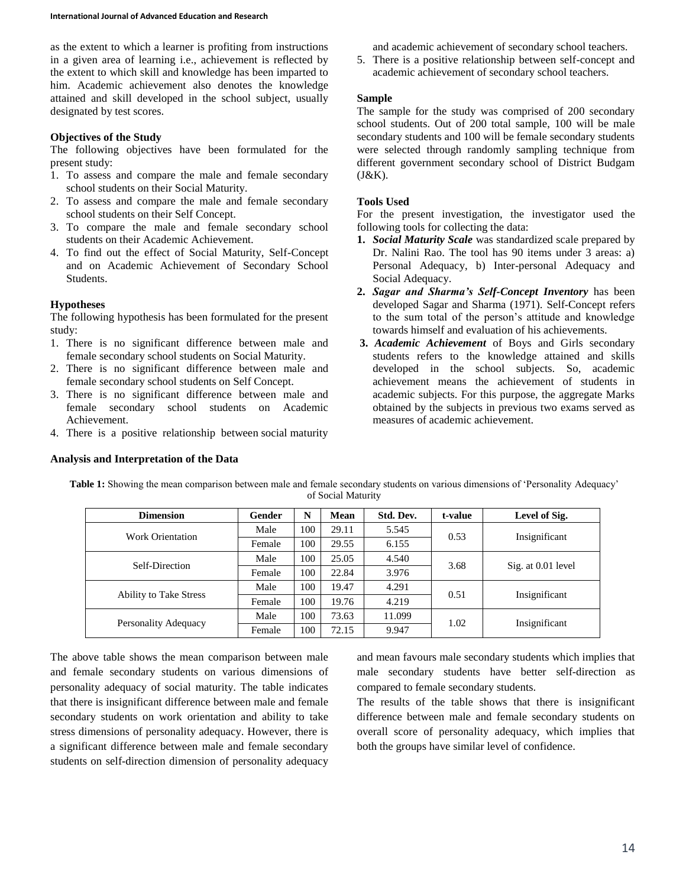as the extent to which a learner is profiting from instructions in a given area of learning i.e., achievement is reflected by the extent to which skill and knowledge has been imparted to him. Academic achievement also denotes the knowledge attained and skill developed in the school subject, usually designated by test scores.

### Objectives of the Study

The following objectives have been formulated for the present study:

1. To assess and compare the male and female secondary school students on their Social Maturity.
2. To assess and compare the male and female secondary school students on their Self Concept.
3. To compare the male and female secondary school students on their Academic Achievement.
4. To find out the effect of Social Maturity, Self-Concept and on Academic Achievement of Secondary School Students.

### Hypotheses

The following hypothesis has been formulated for the present study:

1. There is no significant difference between male and female secondary school students on Social Maturity.
2. There is no significant difference between male and female secondary school students on Self Concept.
3. There is no significant difference between male and female secondary school students on Academic Achievement.
4. There is a positive relationship between social maturity and academic achievement of secondary school teachers.
5. There is a positive relationship between self-concept and academic achievement of secondary school teachers.

### Sample

The sample for the study was comprised of 200 secondary school students. Out of 200 total sample, 100 will be male secondary students and 100 will be female secondary students were selected through randomly sampling technique from different government secondary school of District Budgam (J&K).

### Tools Used

For the present investigation, the investigator used the following tools for collecting the data:

1. ***Social Maturity Scale*** was standardized scale prepared by Dr. Nalini Rao. The tool has 90 items under 3 areas: a) Personal Adequacy, b) Inter-personal Adequacy and Social Adequacy.
2. ***Sagar and Sharma's Self-Concept Inventory*** has been developed Sagar and Sharma (1971). Self-Concept refers to the sum total of the person's attitude and knowledge towards himself and evaluation of his achievements.
3. ***Academic Achievement*** of Boys and Girls secondary students refers to the knowledge attained and skills developed in the school subjects. So, academic achievement means the achievement of students in academic subjects. For this purpose, the aggregate Marks obtained by the subjects in previous two exams served as measures of academic achievement.

### Analysis and Interpretation of the Data

**Table 1:** Showing the mean comparison between male and female secondary students on various dimensions of 'Personality Adequacy' of Social Maturity

| Dimension | Gender | N | Mean | Std. Dev. | t-value | Level of Sig. |
|---|---|---|---|---|---|---|
| Work Orientation | Male | 100 | 29.11 | 5.545 | 0.53 | Insignificant |
| | Female | 100 | 29.55 | 6.155 | | |
| Self-Direction | Male | 100 | 25.05 | 4.540 | 3.68 | Sig. at 0.01 level |
| | Female | 100 | 22.84 | 3.976 | | |
| Ability to Take Stress | Male | 100 | 19.47 | 4.291 | 0.51 | Insignificant |
| | Female | 100 | 19.76 | 4.219 | | |
| Personality Adequacy | Male | 100 | 73.63 | 11.099 | 1.02 | Insignificant |
| | Female | 100 | 72.15 | 9.947 | | |

The above table shows the mean comparison between male and female secondary students on various dimensions of personality adequacy of social maturity. The table indicates that there is insignificant difference between male and female secondary students on work orientation and ability to take stress dimensions of personality adequacy. However, there is a significant difference between male and female secondary students on self-direction dimension of personality adequacy and mean favours male secondary students which implies that male secondary students have better self-direction as compared to female secondary students.

The results of the table shows that there is insignificant difference between male and female secondary students on overall score of personality adequacy, which implies that both the groups have similar level of confidence.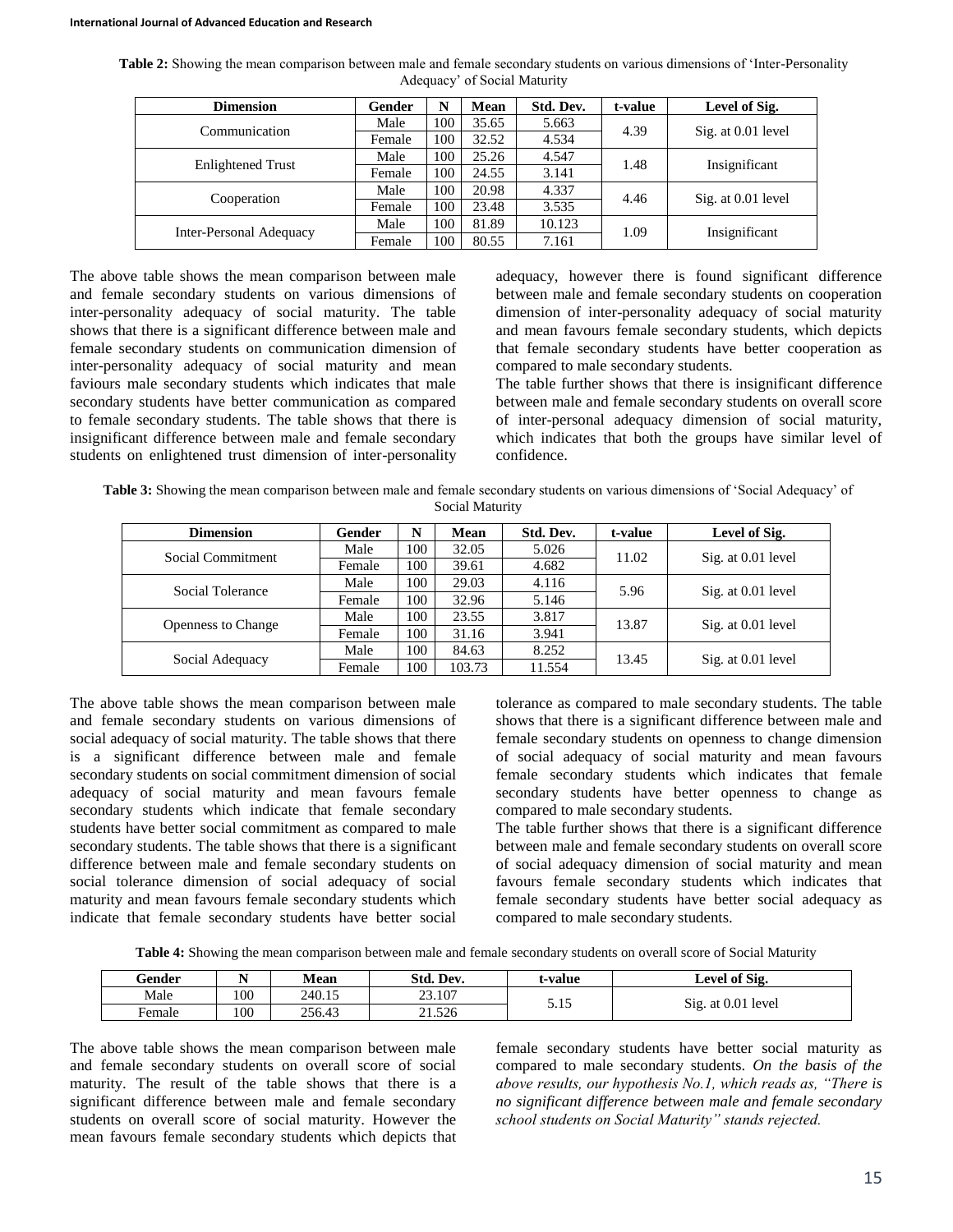**Table 2:** Showing the mean comparison between male and female secondary students on various dimensions of 'Inter-Personality Adequacy' of Social Maturity

| Dimension | Gender | N | Mean | Std. Dev. | t-value | Level of Sig. |
|---|---|---|---|---|---|---|
| Communication | Male | 100 | 35.65 | 5.663 | 4.39 | Sig. at 0.01 level |
| | Female | 100 | 32.52 | 4.534 | | |
| Enlightened Trust | Male | 100 | 25.26 | 4.547 | 1.48 | Insignificant |
| | Female | 100 | 24.55 | 3.141 | | |
| Cooperation | Male | 100 | 20.98 | 4.337 | 4.46 | Sig. at 0.01 level |
| | Female | 100 | 23.48 | 3.535 | | |
| Inter-Personal Adequacy | Male | 100 | 81.89 | 10.123 | 1.09 | Insignificant |
| | Female | 100 | 80.55 | 7.161 | | |

The above table shows the mean comparison between male and female secondary students on various dimensions of inter-personality adequacy of social maturity. The table shows that there is a significant difference between male and female secondary students on communication dimension of inter-personality adequacy of social maturity and mean faviours male secondary students which indicates that male secondary students have better communication as compared to female secondary students. The table shows that there is insignificant difference between male and female secondary students on enlightened trust dimension of inter-personality adequacy, however there is found significant difference between male and female secondary students on cooperation dimension of inter-personality adequacy of social maturity and mean favours female secondary students, which depicts that female secondary students have better cooperation as compared to male secondary students.

The table further shows that there is insignificant difference between male and female secondary students on overall score of inter-personal adequacy dimension of social maturity, which indicates that both the groups have similar level of confidence.

**Table 3:** Showing the mean comparison between male and female secondary students on various dimensions of 'Social Adequacy' of Social Maturity

| Dimension | Gender | N | Mean | Std. Dev. | t-value | Level of Sig. |
|---|---|---|---|---|---|---|
| Social Commitment | Male | 100 | 32.05 | 5.026 | 11.02 | Sig. at 0.01 level |
| | Female | 100 | 39.61 | 4.682 | | |
| Social Tolerance | Male | 100 | 29.03 | 4.116 | 5.96 | Sig. at 0.01 level |
| | Female | 100 | 32.96 | 5.146 | | |
| Openness to Change | Male | 100 | 23.55 | 3.817 | 13.87 | Sig. at 0.01 level |
| | Female | 100 | 31.16 | 3.941 | | |
| Social Adequacy | Male | 100 | 84.63 | 8.252 | 13.45 | Sig. at 0.01 level |
| | Female | 100 | 103.73 | 11.554 | | |

The above table shows the mean comparison between male and female secondary students on various dimensions of social adequacy of social maturity. The table shows that there is a significant difference between male and female secondary students on social commitment dimension of social adequacy of social maturity and mean favours female secondary students which indicate that female secondary students have better social commitment as compared to male secondary students. The table shows that there is a significant difference between male and female secondary students on social tolerance dimension of social adequacy of social maturity and mean favours female secondary students which indicate that female secondary students have better social tolerance as compared to male secondary students. The table shows that there is a significant difference between male and female secondary students on openness to change dimension of social adequacy of social maturity and mean favours female secondary students which indicates that female secondary students have better openness to change as compared to male secondary students.

The table further shows that there is a significant difference between male and female secondary students on overall score of social adequacy dimension of social maturity and mean favours female secondary students which indicates that female secondary students have better social adequacy as compared to male secondary students.

**Table 4:** Showing the mean comparison between male and female secondary students on overall score of Social Maturity

| Gender | N | Mean | Std. Dev. | t-value | Level of Sig. |
|---|---|---|---|---|---|
| Male | 100 | 240.15 | 23.107 | 5.15 | Sig. at 0.01 level |
| Female | 100 | 256.43 | 21.526 | | |

The above table shows the mean comparison between male and female secondary students on overall score of social maturity. The result of the table shows that there is a significant difference between male and female secondary students on overall score of social maturity. However the mean favours female secondary students which depicts that female secondary students have better social maturity as compared to male secondary students. *On the basis of the above results, our hypothesis No.1, which reads as, "There is no significant difference between male and female secondary school students on Social Maturity" stands rejected.*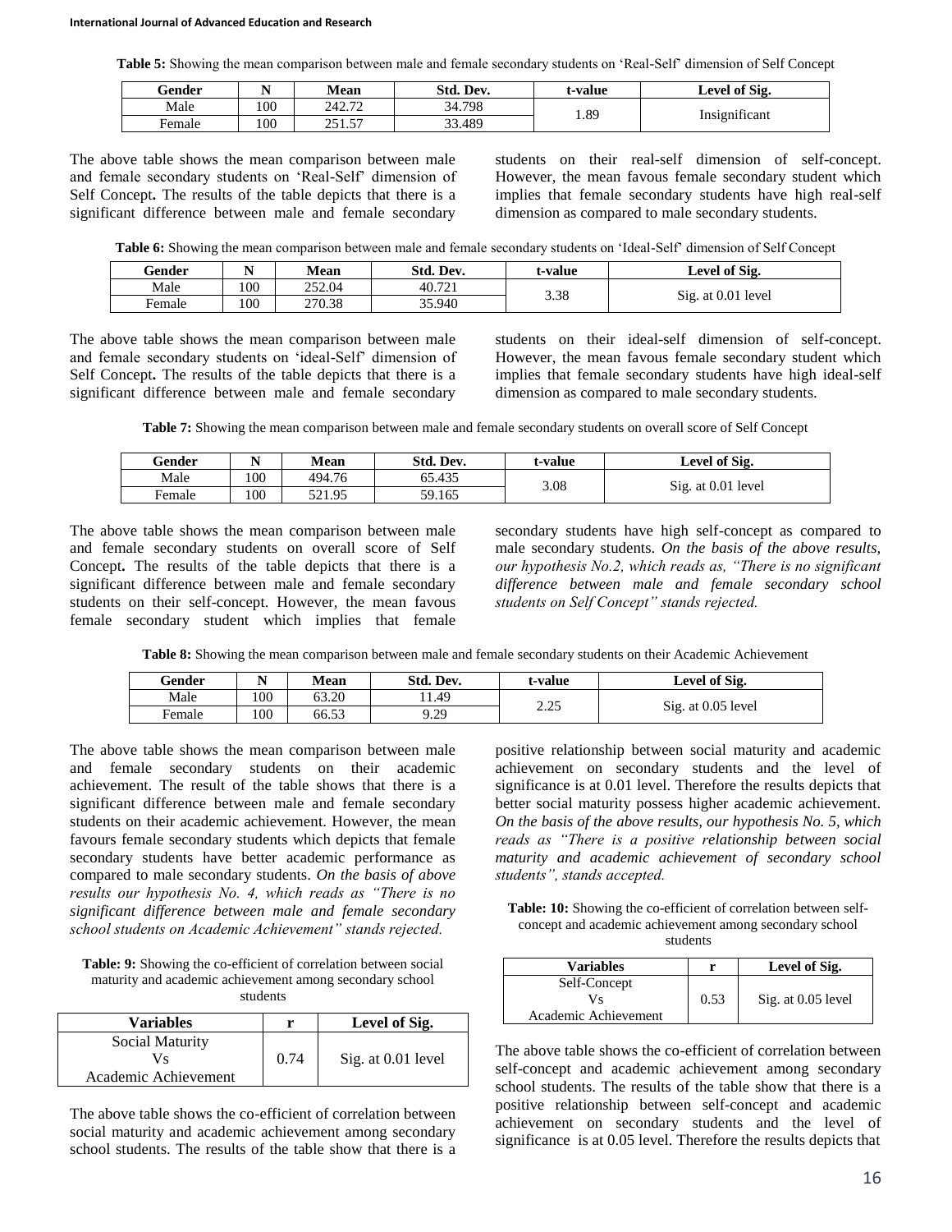**Table 5:** Showing the mean comparison between male and female secondary students on 'Real-Self' dimension of Self Concept

| Gender | N | Mean | Std. Dev. | t-value | Level of Sig. |
|---|---|---|---|---|---|
| Male | 100 | 242.72 | 34.798 | 1.89 | Insignificant |
| Female | 100 | 251.57 | 33.489 | | |

The above table shows the mean comparison between male and female secondary students on 'Real-Self' dimension of Self Concept**.** The results of the table depicts that there is a significant difference between male and female secondary students on their real-self dimension of self-concept. However, the mean favous female secondary student which implies that female secondary students have high real-self dimension as compared to male secondary students.

**Table 6:** Showing the mean comparison between male and female secondary students on 'Ideal-Self' dimension of Self Concept

| Gender | N | Mean | Std. Dev. | t-value | Level of Sig. |
|---|---|---|---|---|---|
| Male | 100 | 252.04 | 40.721 | 3.38 | Sig. at 0.01 level |
| Female | 100 | 270.38 | 35.940 | | |

The above table shows the mean comparison between male and female secondary students on 'ideal-Self' dimension of Self Concept**.** The results of the table depicts that there is a significant difference between male and female secondary students on their ideal-self dimension of self-concept. However, the mean favous female secondary student which implies that female secondary students have high ideal-self dimension as compared to male secondary students.

**Table 7:** Showing the mean comparison between male and female secondary students on overall score of Self Concept

| Gender | N | Mean | Std. Dev. | t-value | Level of Sig. |
|---|---|---|---|---|---|
| Male | 100 | 494.76 | 65.435 | 3.08 | Sig. at 0.01 level |
| Female | 100 | 521.95 | 59.165 | | |

The above table shows the mean comparison between male and female secondary students on overall score of Self Concept**.** The results of the table depicts that there is a significant difference between male and female secondary students on their self-concept. However, the mean favous female secondary student which implies that female secondary students have high self-concept as compared to male secondary students. *On the basis of the above results, our hypothesis No.2, which reads as, "There is no significant difference between male and female secondary school students on Self Concept" stands rejected.*

**Table 8:** Showing the mean comparison between male and female secondary students on their Academic Achievement

| Gender | N | Mean | Std. Dev. | t-value | Level of Sig. |
|---|---|---|---|---|---|
| Male | 100 | 63.20 | 11.49 | 2.25 | Sig. at 0.05 level |
| Female | 100 | 66.53 | 9.29 | | |

The above table shows the mean comparison between male and female secondary students on their academic achievement. The result of the table shows that there is a significant difference between male and female secondary students on their academic achievement. However, the mean favours female secondary students which depicts that female secondary students have better academic performance as compared to male secondary students. *On the basis of above results our hypothesis No. 4, which reads as "There is no significant difference between male and female secondary school students on Academic Achievement" stands rejected.*

**Table: 9:** Showing the co-efficient of correlation between social maturity and academic achievement among secondary school students

| Variables | r | Level of Sig. |
|---|---|---|
| Social Maturity Vs Academic Achievement | 0.74 | Sig. at 0.01 level |

The above table shows the co-efficient of correlation between social maturity and academic achievement among secondary school students. The results of the table show that there is a positive relationship between social maturity and academic achievement on secondary students and the level of significance is at 0.01 level. Therefore the results depicts that better social maturity possess higher academic achievement. *On the basis of the above results, our hypothesis No. 5, which reads as "There is a positive relationship between social maturity and academic achievement of secondary school students", stands accepted.*

**Table: 10:** Showing the co-efficient of correlation between self-concept and academic achievement among secondary school students

| Variables | r | Level of Sig. |
|---|---|---|
| Self-Concept Vs Academic Achievement | 0.53 | Sig. at 0.05 level |

The above table shows the co-efficient of correlation between self-concept and academic achievement among secondary school students. The results of the table show that there is a positive relationship between self-concept and academic achievement on secondary students and the level of significance is at 0.05 level. Therefore the results depicts that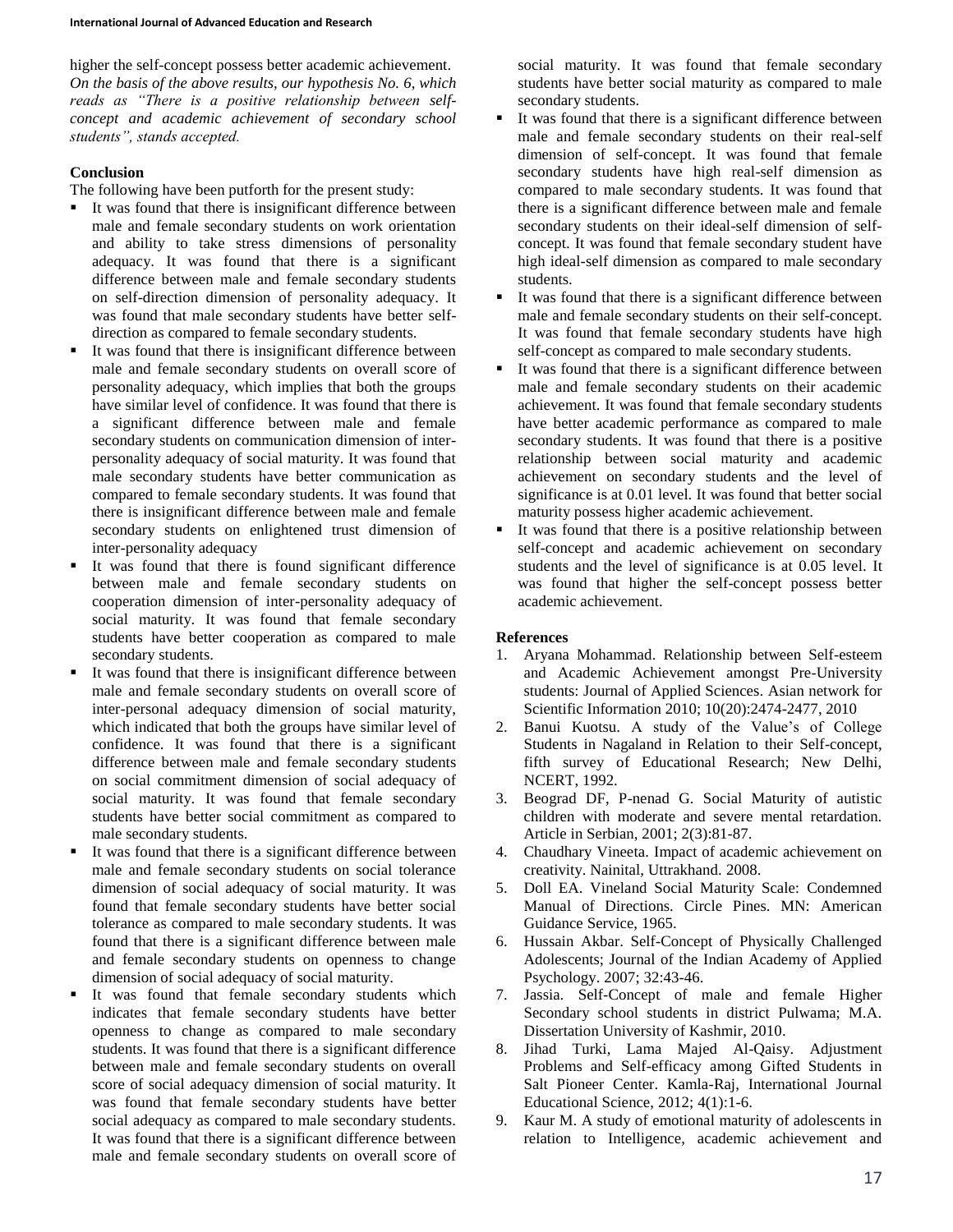higher the self-concept possess better academic achievement.
*On the basis of the above results, our hypothesis No. 6, which reads as "There is a positive relationship between self-concept and academic achievement of secondary school students", stands accepted.*

**Conclusion**

The following have been putforth for the present study:

- It was found that there is insignificant difference between male and female secondary students on work orientation and ability to take stress dimensions of personality adequacy. It was found that there is a significant difference between male and female secondary students on self-direction dimension of personality adequacy. It was found that male secondary students have better self-direction as compared to female secondary students.
- It was found that there is insignificant difference between male and female secondary students on overall score of personality adequacy, which implies that both the groups have similar level of confidence. It was found that there is a significant difference between male and female secondary students on communication dimension of inter-personality adequacy of social maturity. It was found that male secondary students have better communication as compared to female secondary students. It was found that there is insignificant difference between male and female secondary students on enlightened trust dimension of inter-personality adequacy
- It was found that there is found significant difference between male and female secondary students on cooperation dimension of inter-personality adequacy of social maturity. It was found that female secondary students have better cooperation as compared to male secondary students.
- It was found that there is insignificant difference between male and female secondary students on overall score of inter-personal adequacy dimension of social maturity, which indicated that both the groups have similar level of confidence. It was found that there is a significant difference between male and female secondary students on social commitment dimension of social adequacy of social maturity. It was found that female secondary students have better social commitment as compared to male secondary students.
- It was found that there is a significant difference between male and female secondary students on social tolerance dimension of social adequacy of social maturity. It was found that female secondary students have better social tolerance as compared to male secondary students. It was found that there is a significant difference between male and female secondary students on openness to change dimension of social adequacy of social maturity.
- It was found that female secondary students which indicates that female secondary students have better openness to change as compared to male secondary students. It was found that there is a significant difference between male and female secondary students on overall score of social adequacy dimension of social maturity. It was found that female secondary students have better social adequacy as compared to male secondary students. It was found that there is a significant difference between male and female secondary students on overall score of social maturity. It was found that female secondary students have better social maturity as compared to male secondary students.
- It was found that there is a significant difference between male and female secondary students on their real-self dimension of self-concept. It was found that female secondary students have high real-self dimension as compared to male secondary students. It was found that there is a significant difference between male and female secondary students on their ideal-self dimension of self-concept. It was found that female secondary student have high ideal-self dimension as compared to male secondary students.
- It was found that there is a significant difference between male and female secondary students on their self-concept. It was found that female secondary students have high self-concept as compared to male secondary students.
- It was found that there is a significant difference between male and female secondary students on their academic achievement. It was found that female secondary students have better academic performance as compared to male secondary students. It was found that there is a positive relationship between social maturity and academic achievement on secondary students and the level of significance is at 0.01 level. It was found that better social maturity possess higher academic achievement.
- It was found that there is a positive relationship between self-concept and academic achievement on secondary students and the level of significance is at 0.05 level. It was found that higher the self-concept possess better academic achievement.

**References**

1. Aryana Mohammad. Relationship between Self-esteem and Academic Achievement amongst Pre-University students: Journal of Applied Sciences. Asian network for Scientific Information 2010; 10(20):2474-2477, 2010
2. Banui Kuotsu. A study of the Value's of College Students in Nagaland in Relation to their Self-concept, fifth survey of Educational Research; New Delhi, NCERT, 1992.
3. Beograd DF, P-nenad G. Social Maturity of autistic children with moderate and severe mental retardation. Article in Serbian, 2001; 2(3):81-87.
4. Chaudhary Vineeta. Impact of academic achievement on creativity. Nainital, Uttrakhand. 2008.
5. Doll EA. Vineland Social Maturity Scale: Condemned Manual of Directions. Circle Pines. MN: American Guidance Service, 1965.
6. Hussain Akbar. Self-Concept of Physically Challenged Adolescents; Journal of the Indian Academy of Applied Psychology. 2007; 32:43-46.
7. Jassia. Self-Concept of male and female Higher Secondary school students in district Pulwama; M.A. Dissertation University of Kashmir, 2010.
8. Jihad Turki, Lama Majed Al-Qaisy. Adjustment Problems and Self-efficacy among Gifted Students in Salt Pioneer Center. Kamla-Raj, International Journal Educational Science, 2012; 4(1):1-6.
9. Kaur M. A study of emotional maturity of adolescents in relation to Intelligence, academic achievement and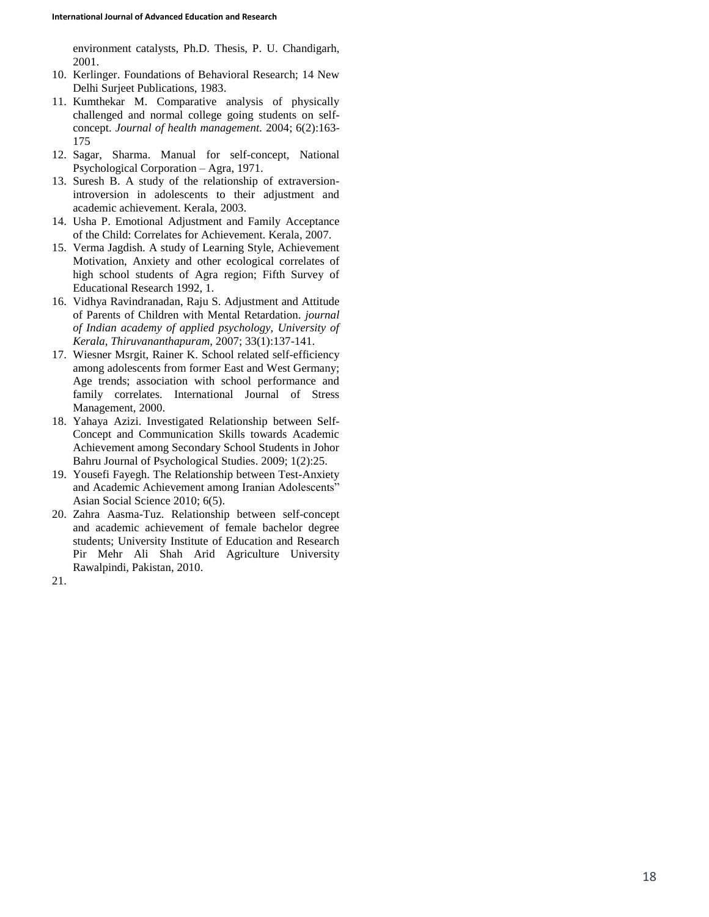environment catalysts, Ph.D. Thesis, P. U. Chandigarh, 2001.

10. Kerlinger. Foundations of Behavioral Research; 14 New Delhi Surjeet Publications, 1983.
11. Kumthekar M. Comparative analysis of physically challenged and normal college going students on self-concept. *Journal of health management.* 2004; 6(2):163-175
12. Sagar, Sharma. Manual for self-concept, National Psychological Corporation – Agra, 1971.
13. Suresh B. A study of the relationship of extraversion-introversion in adolescents to their adjustment and academic achievement. Kerala, 2003.
14. Usha P. Emotional Adjustment and Family Acceptance of the Child: Correlates for Achievement. Kerala, 2007.
15. Verma Jagdish. A study of Learning Style, Achievement Motivation, Anxiety and other ecological correlates of high school students of Agra region; Fifth Survey of Educational Research 1992, 1.
16. Vidhya Ravindranadan, Raju S. Adjustment and Attitude of Parents of Children with Mental Retardation. *journal of Indian academy of applied psychology, University of Kerala, Thiruvananthapuram,* 2007; 33(1):137-141.
17. Wiesner Msrgit, Rainer K. School related self-efficiency among adolescents from former East and West Germany; Age trends; association with school performance and family correlates. International Journal of Stress Management, 2000.
18. Yahaya Azizi. Investigated Relationship between Self-Concept and Communication Skills towards Academic Achievement among Secondary School Students in Johor Bahru Journal of Psychological Studies. 2009; 1(2):25.
19. Yousefi Fayegh. The Relationship between Test-Anxiety and Academic Achievement among Iranian Adolescents" Asian Social Science 2010; 6(5).
20. Zahra Aasma-Tuz. Relationship between self-concept and academic achievement of female bachelor degree students; University Institute of Education and Research Pir Mehr Ali Shah Arid Agriculture University Rawalpindi, Pakistan, 2010.
21.